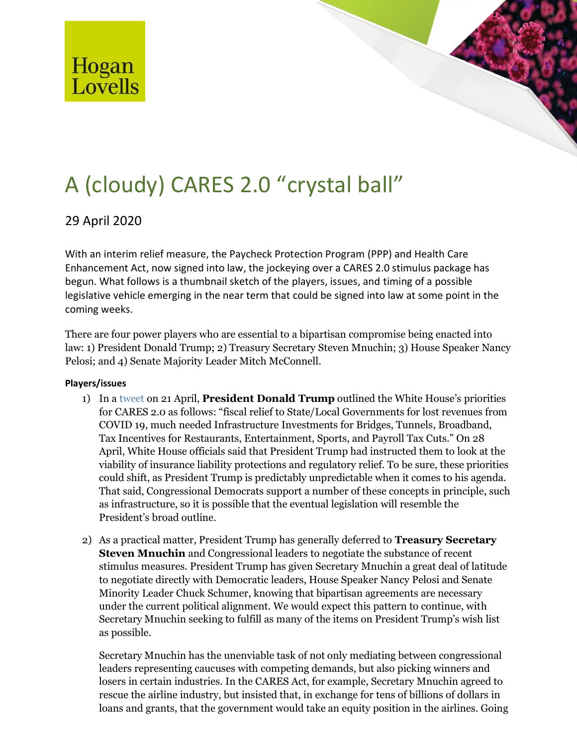Hogan Lovells

# A (cloudy) CARES 2.0 “crystal ball”

29 April 2020

With an interim relief measure, the Paycheck Protection Program (PPP) and Health Care Enhancement Act, now signed into law, the jockeying over a CARES 2.0 stimulus package has begun. What follows is a thumbnail sketch of the players, issues, and timing of a possible legislative vehicle emerging in the near term that could be signed into law at some point in the coming weeks.

There are four power players who are essential to a bipartisan compromise being enacted into law: 1) President Donald Trump; 2) Treasury Secretary Steven Mnuchin; 3) House Speaker Nancy Pelosi; and 4) Senate Majority Leader Mitch McConnell.

**Players/issues**

1) In a tweet on 21 April, **President Donald Trump** outlined the White House’s priorities for CARES 2.0 as follows: “fiscal relief to State/Local Governments for lost revenues from COVID 19, much needed Infrastructure Investments for Bridges, Tunnels, Broadband, Tax Incentives for Restaurants, Entertainment, Sports, and Payroll Tax Cuts.” On 28 April, White House officials said that President Trump had instructed them to look at the viability of insurance liability protections and regulatory relief. To be sure, these priorities could shift, as President Trump is predictably unpredictable when it comes to his agenda. That said, Congressional Democrats support a number of these concepts in principle, such as infrastructure, so it is possible that the eventual legislation will resemble the President’s broad outline.

2) As a practical matter, President Trump has generally deferred to **Treasury Secretary Steven Mnuchin** and Congressional leaders to negotiate the substance of recent stimulus measures. President Trump has given Secretary Mnuchin a great deal of latitude to negotiate directly with Democratic leaders, House Speaker Nancy Pelosi and Senate Minority Leader Chuck Schumer, knowing that bipartisan agreements are necessary under the current political alignment. We would expect this pattern to continue, with Secretary Mnuchin seeking to fulfill as many of the items on President Trump’s wish list as possible.

   Secretary Mnuchin has the unenviable task of not only mediating between congressional leaders representing caucuses with competing demands, but also picking winners and losers in certain industries. In the CARES Act, for example, Secretary Mnuchin agreed to rescue the airline industry, but insisted that, in exchange for tens of billions of dollars in loans and grants, that the government would take an equity position in the airlines. Going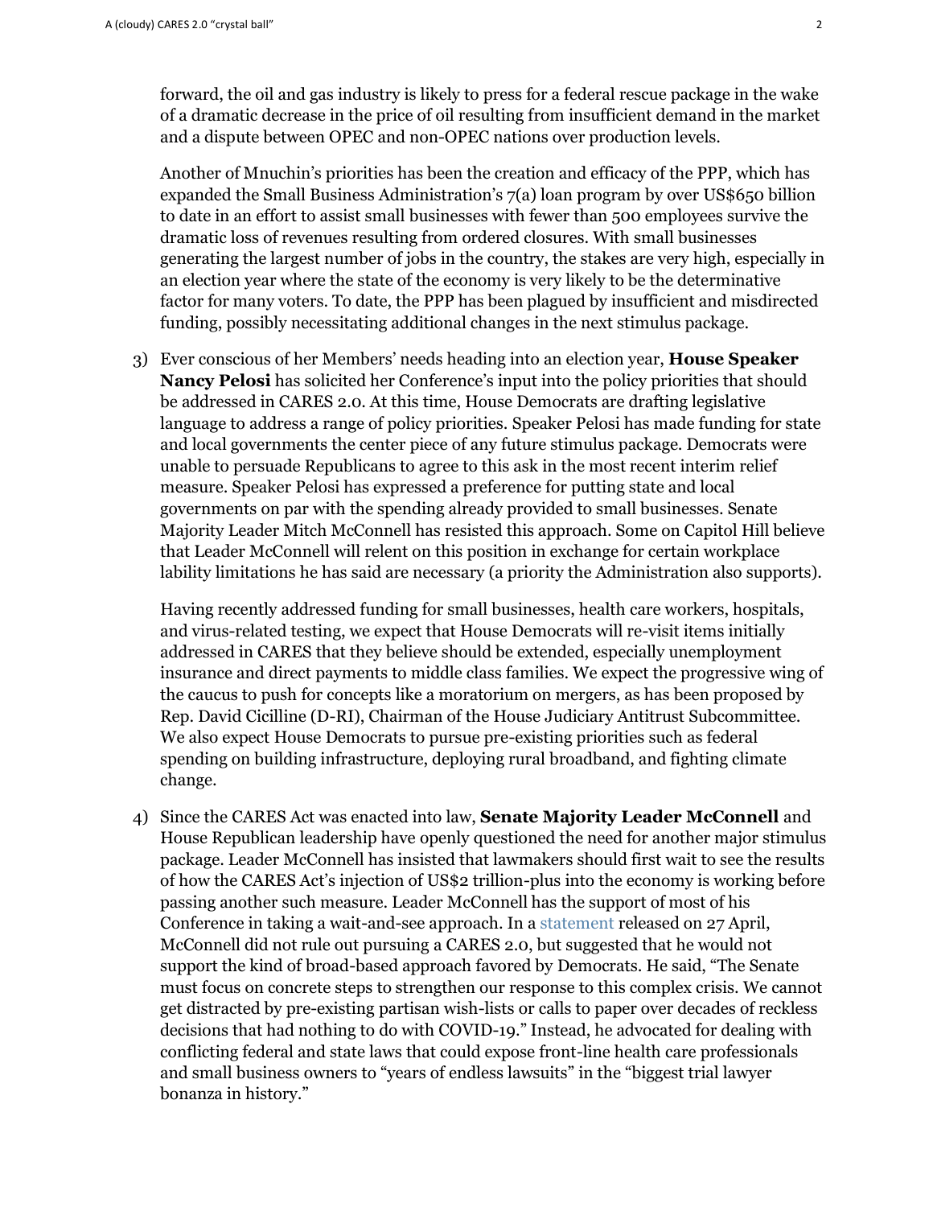forward, the oil and gas industry is likely to press for a federal rescue package in the wake of a dramatic decrease in the price of oil resulting from insufficient demand in the market and a dispute between OPEC and non-OPEC nations over production levels.

Another of Mnuchin's priorities has been the creation and efficacy of the PPP, which has expanded the Small Business Administration's 7(a) loan program by over US$650 billion to date in an effort to assist small businesses with fewer than 500 employees survive the dramatic loss of revenues resulting from ordered closures. With small businesses generating the largest number of jobs in the country, the stakes are very high, especially in an election year where the state of the economy is very likely to be the determinative factor for many voters. To date, the PPP has been plagued by insufficient and misdirected funding, possibly necessitating additional changes in the next stimulus package.

3) Ever conscious of her Members' needs heading into an election year, **House Speaker Nancy Pelosi** has solicited her Conference's input into the policy priorities that should be addressed in CARES 2.0. At this time, House Democrats are drafting legislative language to address a range of policy priorities. Speaker Pelosi has made funding for state and local governments the center piece of any future stimulus package. Democrats were unable to persuade Republicans to agree to this ask in the most recent interim relief measure. Speaker Pelosi has expressed a preference for putting state and local governments on par with the spending already provided to small businesses. Senate Majority Leader Mitch McConnell has resisted this approach. Some on Capitol Hill believe that Leader McConnell will relent on this position in exchange for certain workplace lability limitations he has said are necessary (a priority the Administration also supports).

   Having recently addressed funding for small businesses, health care workers, hospitals, and virus-related testing, we expect that House Democrats will re-visit items initially addressed in CARES that they believe should be extended, especially unemployment insurance and direct payments to middle class families. We expect the progressive wing of the caucus to push for concepts like a moratorium on mergers, as has been proposed by Rep. David Cicilline (D-RI), Chairman of the House Judiciary Antitrust Subcommittee. We also expect House Democrats to pursue pre-existing priorities such as federal spending on building infrastructure, deploying rural broadband, and fighting climate change.

4) Since the CARES Act was enacted into law, **Senate Majority Leader McConnell** and House Republican leadership have openly questioned the need for another major stimulus package. Leader McConnell has insisted that lawmakers should first wait to see the results of how the CARES Act's injection of US$2 trillion-plus into the economy is working before passing another such measure. Leader McConnell has the support of most of his Conference in taking a wait-and-see approach. In a statement released on 27 April, McConnell did not rule out pursuing a CARES 2.0, but suggested that he would not support the kind of broad-based approach favored by Democrats. He said, "The Senate must focus on concrete steps to strengthen our response to this complex crisis. We cannot get distracted by pre-existing partisan wish-lists or calls to paper over decades of reckless decisions that had nothing to do with COVID-19." Instead, he advocated for dealing with conflicting federal and state laws that could expose front-line health care professionals and small business owners to "years of endless lawsuits" in the "biggest trial lawyer bonanza in history."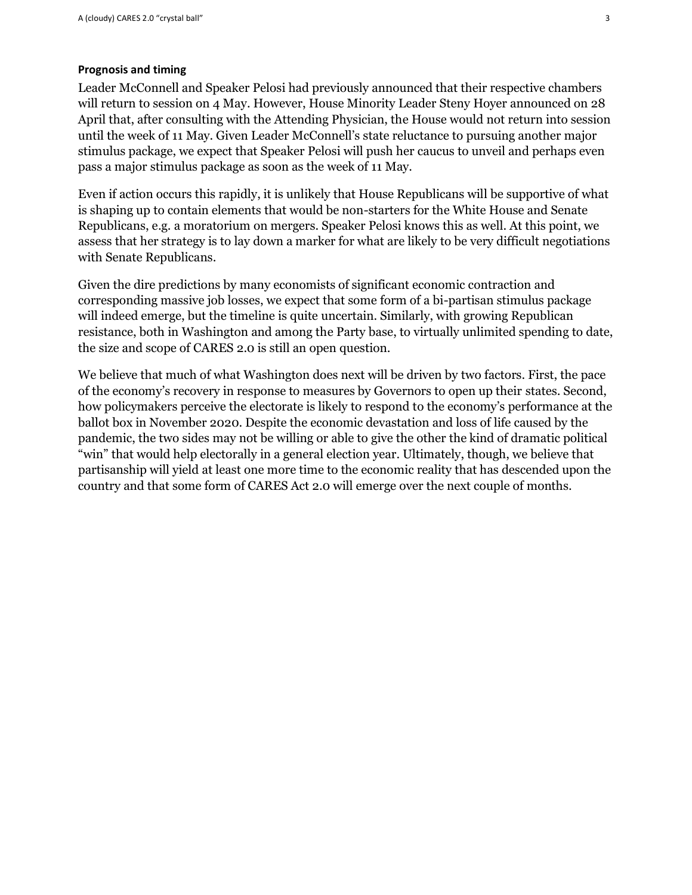**Prognosis and timing**

Leader McConnell and Speaker Pelosi had previously announced that their respective chambers will return to session on 4 May. However, House Minority Leader Steny Hoyer announced on 28 April that, after consulting with the Attending Physician, the House would not return into session until the week of 11 May. Given Leader McConnell's state reluctance to pursuing another major stimulus package, we expect that Speaker Pelosi will push her caucus to unveil and perhaps even pass a major stimulus package as soon as the week of 11 May.

Even if action occurs this rapidly, it is unlikely that House Republicans will be supportive of what is shaping up to contain elements that would be non-starters for the White House and Senate Republicans, e.g. a moratorium on mergers. Speaker Pelosi knows this as well. At this point, we assess that her strategy is to lay down a marker for what are likely to be very difficult negotiations with Senate Republicans.

Given the dire predictions by many economists of significant economic contraction and corresponding massive job losses, we expect that some form of a bi-partisan stimulus package will indeed emerge, but the timeline is quite uncertain. Similarly, with growing Republican resistance, both in Washington and among the Party base, to virtually unlimited spending to date, the size and scope of CARES 2.0 is still an open question.

We believe that much of what Washington does next will be driven by two factors. First, the pace of the economy's recovery in response to measures by Governors to open up their states. Second, how policymakers perceive the electorate is likely to respond to the economy's performance at the ballot box in November 2020. Despite the economic devastation and loss of life caused by the pandemic, the two sides may not be willing or able to give the other the kind of dramatic political "win" that would help electorally in a general election year. Ultimately, though, we believe that partisanship will yield at least one more time to the economic reality that has descended upon the country and that some form of CARES Act 2.0 will emerge over the next couple of months.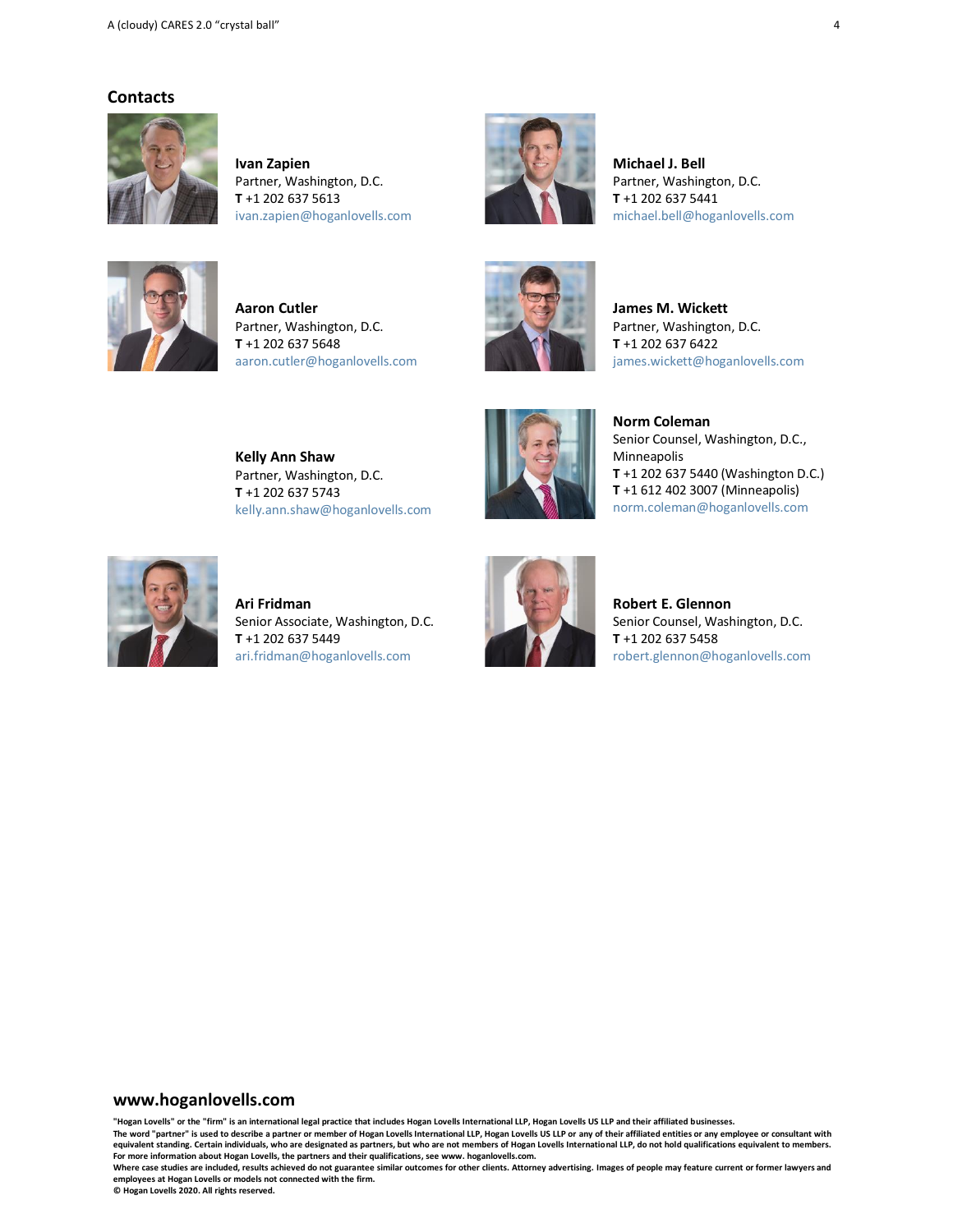## Contacts

**Ivan Zapien**
Partner, Washington, D.C.
**T** +1 202 637 5613
ivan.zapien@hoganlovells.com

**Michael J. Bell**
Partner, Washington, D.C.
**T** +1 202 637 5441
michael.bell@hoganlovells.com

**Aaron Cutler**
Partner, Washington, D.C.
**T** +1 202 637 5648
aaron.cutler@hoganlovells.com

**James M. Wickett**
Partner, Washington, D.C.
**T** +1 202 637 6422
james.wickett@hoganlovells.com

**Kelly Ann Shaw**
Partner, Washington, D.C.
**T** +1 202 637 5743
kelly.ann.shaw@hoganlovells.com

**Norm Coleman**
Senior Counsel, Washington, D.C., Minneapolis
**T** +1 202 637 5440 (Washington D.C.)
**T** +1 612 402 3007 (Minneapolis)
norm.coleman@hoganlovells.com

**Ari Fridman**
Senior Associate, Washington, D.C.
**T** +1 202 637 5449
ari.fridman@hoganlovells.com

**Robert E. Glennon**
Senior Counsel, Washington, D.C.
**T** +1 202 637 5458
robert.glennon@hoganlovells.com

**www.hoganlovells.com**

**"Hogan Lovells" or the "firm" is an international legal practice that includes Hogan Lovells International LLP, Hogan Lovells US LLP and their affiliated businesses.**
**The word "partner" is used to describe a partner or member of Hogan Lovells International LLP, Hogan Lovells US LLP or any of their affiliated entities or any employee or consultant with equivalent standing. Certain individuals, who are designated as partners, but who are not members of Hogan Lovells International LLP, do not hold qualifications equivalent to members.**
**For more information about Hogan Lovells, the partners and their qualifications, see www. hoganlovells.com.**
**Where case studies are included, results achieved do not guarantee similar outcomes for other clients. Attorney advertising. Images of people may feature current or former lawyers and employees at Hogan Lovells or models not connected with the firm.**
**© Hogan Lovells 2020. All rights reserved.**